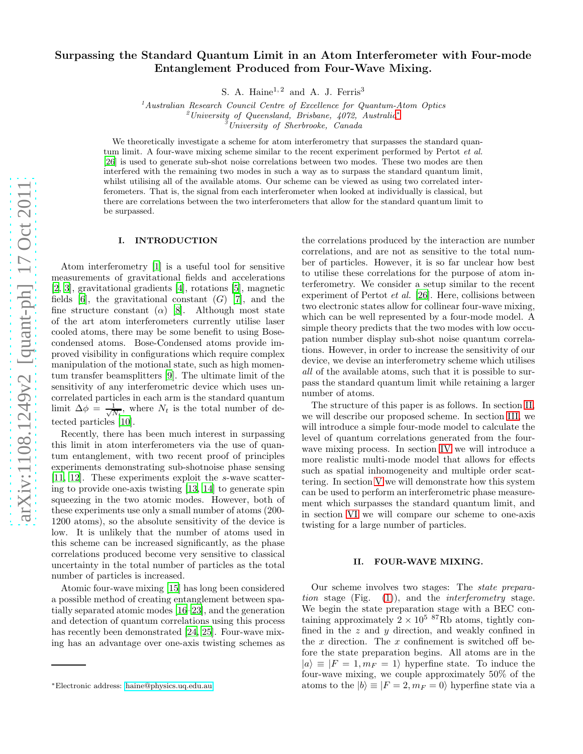# Surpassing the Standard Quantum Limit in an Atom Interferometer with Four-mode Entanglement Produced from Four-Wave Mixing.

S. A. Haine[1,2] and A. J. Ferris[3]

[1]*Australian Research Council Centre of Excellence for Quantum-Atom Optics*
[2]*University of Queensland, Brisbane, 4072, Australia*[*]
[3]*University of Sherbrooke, Canada*

We theoretically investigate a scheme for atom interferometry that surpasses the standard quantum limit. A four-wave mixing scheme similar to the recent experiment performed by Pertot *et al.* [26] is used to generate sub-shot noise correlations between two modes. These two modes are then interfered with the remaining two modes in such a way as to surpass the standard quantum limit, whilst utilising all of the available atoms. Our scheme can be viewed as using two correlated interferometers. That is, the signal from each interferometer when looked at individually is classical, but there are correlations between the two interferometers that allow for the standard quantum limit to be surpassed.

## I. INTRODUCTION

Atom interferometry [1] is a useful tool for sensitive measurements of gravitational fields and accelerations [2, 3], gravitational gradients [4], rotations [5], magnetic fields [6], the gravitational constant ($G$) [7], and the fine structure constant ($\alpha$) [8]. Although most state of the art atom interferometers currently utilise laser cooled atoms, there may be some benefit to using Bose-condensed atoms. Bose-Condensed atoms provide improved visibility in configurations which require complex manipulation of the motional state, such as high momentum transfer beamsplitters [9]. The ultimate limit of the sensitivity of any interferometric device which uses uncorrelated particles in each arm is the standard quantum limit $\Delta\phi = \frac{1}{\sqrt{N_t}}$, where $N_t$ is the total number of detected particles [10].

Recently, there has been much interest in surpassing this limit in atom interferometers via the use of quantum entanglement, with two recent proof of principles experiments demonstrating sub-shotnoise phase sensing [11, 12]. These experiments exploit the $s$-wave scattering to provide one-axis twisting [13, 14] to generate spin squeezing in the two atomic modes. However, both of these experiments use only a small number of atoms (200-1200 atoms), so the absolute sensitivity of the device is low. It is unlikely that the number of atoms used in this scheme can be increased significantly, as the phase correlations produced become very sensitive to classical uncertainty in the total number of particles as the total number of particles is increased.

Atomic four-wave mixing [15] has long been considered a possible method of creating entanglement between spatially separated atomic modes [16–23], and the generation and detection of quantum correlations using this process has recently been demonstrated [24, 25]. Four-wave mixing has an advantage over one-axis twisting schemes as the correlations produced by the interaction are number correlations, and are not as sensitive to the total number of particles. However, it is so far unclear how best to utilise these correlations for the purpose of atom interferometry. We consider a setup similar to the recent experiment of Pertot *et al.* [26]. Here, collisions between two electronic states allow for collinear four-wave mixing, which can be well represented by a four-mode model. A simple theory predicts that the two modes with low occupation number display sub-shot noise quantum correlations. However, in order to increase the sensitivity of our device, we devise an interferometry scheme which utilises *all* of the available atoms, such that it is possible to surpass the standard quantum limit while retaining a larger number of atoms.

The structure of this paper is as follows. In section II, we will describe our proposed scheme. In section III, we will introduce a simple four-mode model to calculate the level of quantum correlations generated from the four-wave mixing process. In section IV we will introduce a more realistic multi-mode model that allows for effects such as spatial inhomogeneity and multiple order scattering. In section V we will demonstrate how this system can be used to perform an interferometric phase measurement which surpasses the standard quantum limit, and in section VI we will compare our scheme to one-axis twisting for a large number of particles.

## II. FOUR-WAVE MIXING.

Our scheme involves two stages: The *state preparation* stage (Fig. (1)), and the *interferometry* stage. We begin the state preparation stage with a BEC containing approximately $2 \times 10^5$ $^{87}$Rb atoms, tightly confined in the $z$ and $y$ direction, and weakly confined in the $x$ direction. The $x$ confinement is switched off before the state preparation begins. All atoms are in the $|a\rangle \equiv |F = 1, m_F = 1\rangle$ hyperfine state. To induce the four-wave mixing, we couple approximately 50% of the atoms to the $|b\rangle \equiv |F = 2, m_F = 0\rangle$ hyperfine state via a

[*]Electronic address: haine@physics.uq.edu.au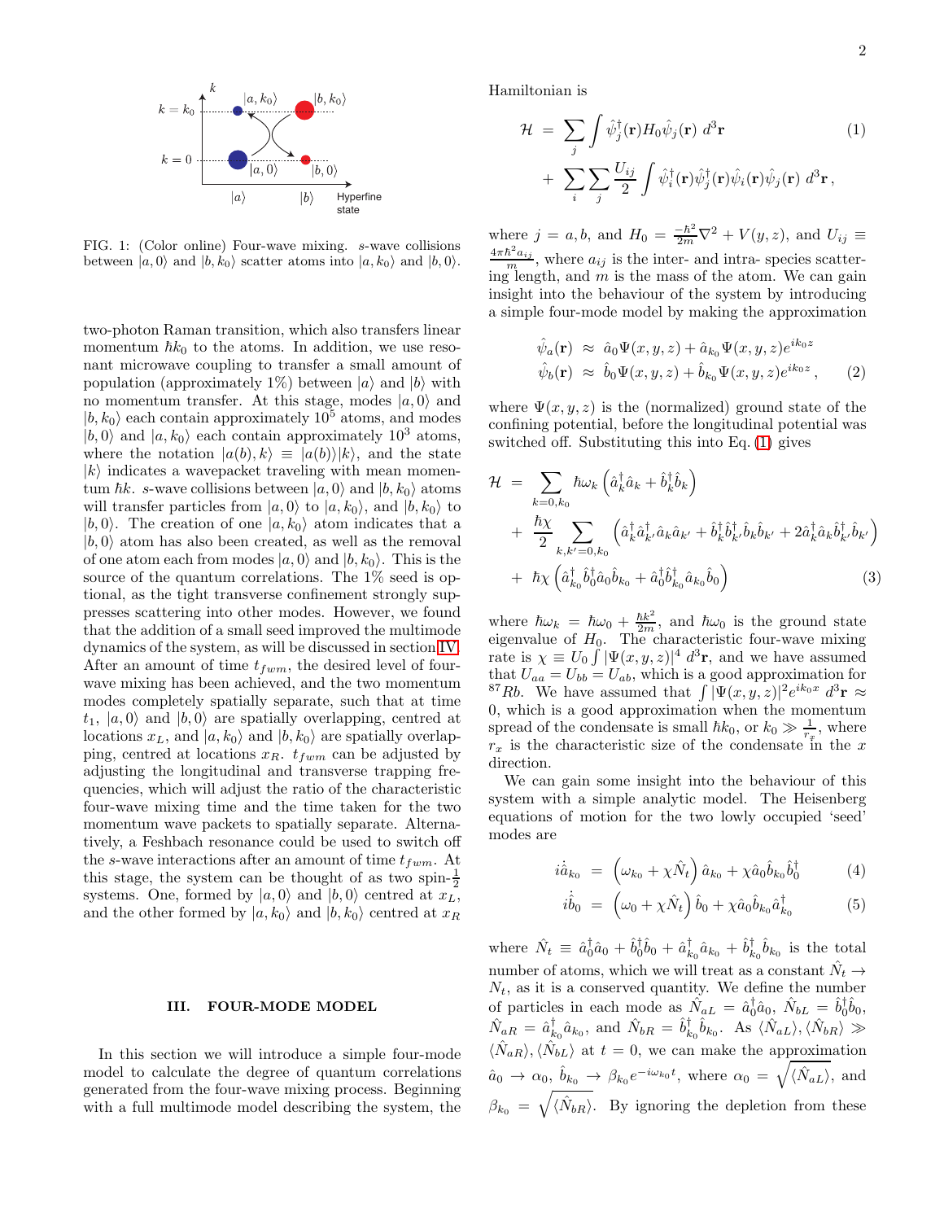FIG. 1: (Color online) Four-wave mixing. $s$-wave collisions between $|a,0\rangle$ and $|b,k_0\rangle$ scatter atoms into $|a,k_0\rangle$ and $|b,0\rangle$.

two-photon Raman transition, which also transfers linear momentum $\hbar k_0$ to the atoms. In addition, we use resonant microwave coupling to transfer a small amount of population (approximately 1%) between $|a\rangle$ and $|b\rangle$ with no momentum transfer. At this stage, modes $|a,0\rangle$ and $|b,k_0\rangle$ each contain approximately $10^5$ atoms, and modes $|b,0\rangle$ and $|a,k_0\rangle$ each contain approximately $10^3$ atoms, where the notation $|a(b),k\rangle \equiv |a(b)\rangle|k\rangle$, and the state $|k\rangle$ indicates a wavepacket traveling with mean momentum $\hbar k$. $s$-wave collisions between $|a,0\rangle$ and $|b,k_0\rangle$ atoms will transfer particles from $|a,0\rangle$ to $|a,k_0\rangle$, and $|b,k_0\rangle$ to $|b,0\rangle$. The creation of one $|a,k_0\rangle$ atom indicates that a $|b,0\rangle$ atom has also been created, as well as the removal of one atom each from modes $|a,0\rangle$ and $|b,k_0\rangle$. This is the source of the quantum correlations. The 1% seed is optional, as the tight transverse confinement strongly suppresses scattering into other modes. However, we found that the addition of a small seed improved the multimode dynamics of the system, as will be discussed in section IV. After an amount of time $t_{fwm}$, the desired level of four-wave mixing has been achieved, and the two momentum modes completely spatially separate, such that at time $t_1$, $|a,0\rangle$ and $|b,0\rangle$ are spatially overlapping, centred at locations $x_L$, and $|a,k_0\rangle$ and $|b,k_0\rangle$ are spatially overlapping, centred at locations $x_R$. $t_{fwm}$ can be adjusted by adjusting the longitudinal and transverse trapping frequencies, which will adjust the ratio of the characteristic four-wave mixing time and the time taken for the two momentum wave packets to spatially separate. Alternatively, a Feshbach resonance could be used to switch off the $s$-wave interactions after an amount of time $t_{fwm}$. At this stage, the system can be thought of as two spin-$\frac{1}{2}$ systems. One, formed by $|a,0\rangle$ and $|b,0\rangle$ centred at $x_L$, and the other formed by $|a,k_0\rangle$ and $|b,k_0\rangle$ centred at $x_R$

## III. FOUR-MODE MODEL

In this section we will introduce a simple four-mode model to calculate the degree of quantum correlations generated from the four-wave mixing process. Beginning with a full multimode model describing the system, the Hamiltonian is

$$\mathcal{H} = \sum_j \int \hat{\psi}_j^\dagger(\mathbf{r}) H_0 \hat{\psi}_j(\mathbf{r})\, d^3\mathbf{r} + \sum_i \sum_j \frac{U_{ij}}{2} \int \hat{\psi}_i^\dagger(\mathbf{r}) \hat{\psi}_j^\dagger(\mathbf{r}) \hat{\psi}_i(\mathbf{r}) \hat{\psi}_j(\mathbf{r})\, d^3\mathbf{r}\,, \tag{1}$$

where $j = a, b$, and $H_0 = \frac{-\hbar^2}{2m}\nabla^2 + V(y,z)$, and $U_{ij} \equiv \frac{4\pi\hbar^2 a_{ij}}{m}$, where $a_{ij}$ is the inter- and intra- species scattering length, and $m$ is the mass of the atom. We can gain insight into the behaviour of the system by introducing a simple four-mode model by making the approximation

$$\begin{aligned} \hat{\psi}_a(\mathbf{r}) &\approx \hat{a}_0 \Psi(x,y,z) + \hat{a}_{k_0} \Psi(x,y,z) e^{ik_0 z} \\ \hat{\psi}_b(\mathbf{r}) &\approx \hat{b}_0 \Psi(x,y,z) + \hat{b}_{k_0} \Psi(x,y,z) e^{ik_0 z}\,, \end{aligned} \tag{2}$$

where $\Psi(x,y,z)$ is the (normalized) ground state of the confining potential, before the longitudinal potential was switched off. Substituting this into Eq. (1) gives

$$\begin{aligned} \mathcal{H} &= \sum_{k=0,k_0} \hbar\omega_k \left(\hat{a}_k^\dagger \hat{a}_k + \hat{b}_k^\dagger \hat{b}_k\right) \\ &+ \frac{\hbar\chi}{2} \sum_{k,k'=0,k_0} \left(\hat{a}_k^\dagger \hat{a}_{k'}^\dagger \hat{a}_k \hat{a}_{k'} + \hat{b}_k^\dagger \hat{b}_{k'}^\dagger \hat{b}_k \hat{b}_{k'} + 2\hat{a}_k^\dagger \hat{a}_k \hat{b}_{k'}^\dagger \hat{b}_{k'}\right) \\ &+ \hbar\chi \left(\hat{a}_{k_0}^\dagger \hat{b}_0^\dagger \hat{a}_0 \hat{b}_{k_0} + \hat{a}_0^\dagger \hat{b}_{k_0}^\dagger \hat{a}_{k_0} \hat{b}_0\right) \end{aligned} \tag{3}$$

where $\hbar\omega_k = \hbar\omega_0 + \frac{\hbar k^2}{2m}$, and $\hbar\omega_0$ is the ground state eigenvalue of $H_0$. The characteristic four-wave mixing rate is $\chi \equiv U_0 \int |\Psi(x,y,z)|^4\, d^3\mathbf{r}$, and we have assumed that $U_{aa} = U_{bb} = U_{ab}$, which is a good approximation for $^{87}Rb$. We have assumed that $\int |\Psi(x,y,z)|^2 e^{ik_0 x}\, d^3\mathbf{r} \approx 0$, which is a good approximation when the momentum spread of the condensate is small $\hbar k_0$, or $k_0 \gg \frac{1}{r_x}$, where $r_x$ is the characteristic size of the condensate in the $x$ direction.

We can gain some insight into the behaviour of this system with a simple analytic model. The Heisenberg equations of motion for the two lowly occupied 'seed' modes are

$$i\dot{\hat{a}}_{k_0} = \left(\omega_{k_0} + \chi \hat{N}_t\right) \hat{a}_{k_0} + \chi \hat{a}_0 \hat{b}_{k_0} \hat{b}_0^\dagger \tag{4}$$

$$i\dot{\hat{b}}_0 = \left(\omega_0 + \chi \hat{N}_t\right) \hat{b}_0 + \chi \hat{a}_0 \hat{b}_{k_0} \hat{a}_{k_0}^\dagger \tag{5}$$

where $\hat{N}_t \equiv \hat{a}_0^\dagger \hat{a}_0 + \hat{b}_0^\dagger \hat{b}_0 + \hat{a}_{k_0}^\dagger \hat{a}_{k_0} + \hat{b}_{k_0}^\dagger \hat{b}_{k_0}$ is the total number of atoms, which we will treat as a constant $\hat{N}_t \to N_t$, as it is a conserved quantity. We define the number of particles in each mode as $\hat{N}_{aL} = \hat{a}_0^\dagger \hat{a}_0$, $\hat{N}_{bL} = \hat{b}_0^\dagger \hat{b}_0$, $\hat{N}_{aR} = \hat{a}_{k_0}^\dagger \hat{a}_{k_0}$, and $\hat{N}_{bR} = \hat{b}_{k_0}^\dagger \hat{b}_{k_0}$. As $\langle \hat{N}_{aL}\rangle, \langle \hat{N}_{bR}\rangle \gg \langle \hat{N}_{aR}\rangle, \langle \hat{N}_{bL}\rangle$ at $t = 0$, we can make the approximation $\hat{a}_0 \to \alpha_0$, $\hat{b}_{k_0} \to \beta_{k_0} e^{-i\omega_{k_0} t}$, where $\alpha_0 = \sqrt{\langle \hat{N}_{aL}\rangle}$, and $\beta_{k_0} = \sqrt{\langle \hat{N}_{bR}\rangle}$. By ignoring the depletion from these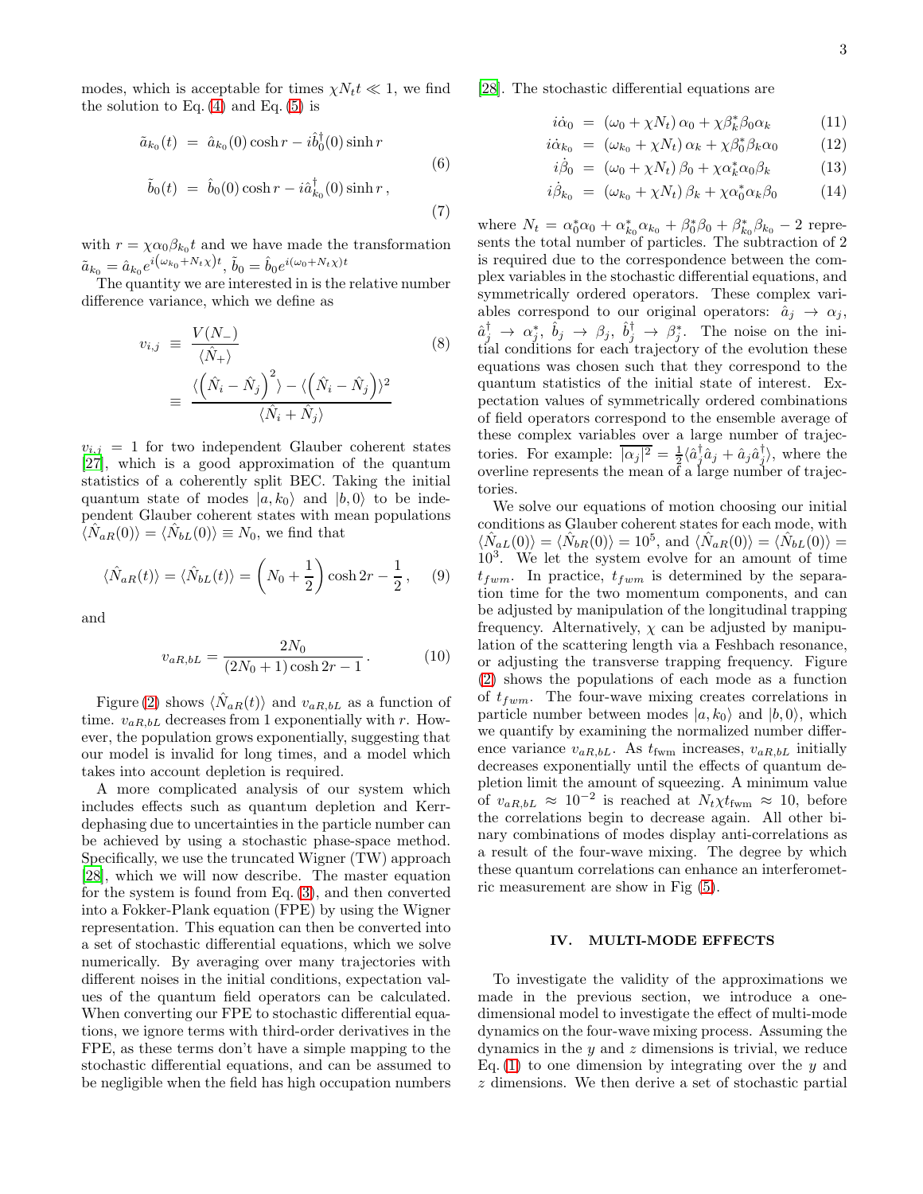modes, which is acceptable for times $\chi N_t t \ll 1$, we find the solution to Eq. (4) and Eq. (5) is

$$\tilde{a}_{k_0}(t) = \hat{a}_{k_0}(0)\cosh r - i\hat{b}_0^\dagger(0)\sinh r \tag{6}$$

$$\tilde{b}_0(t) = \hat{b}_0(0)\cosh r - i\hat{a}_{k_0}^\dagger(0)\sinh r\,, \tag{7}$$

with $r = \chi\alpha_0\beta_{k_0}t$ and we have made the transformation $\tilde{a}_{k_0} = \hat{a}_{k_0}e^{i(\omega_{k_0}+N_t\chi)t}$, $\tilde{b}_0 = \hat{b}_0 e^{i(\omega_0+N_t\chi)t}$

The quantity we are interested in is the relative number difference variance, which we define as

$$\begin{aligned} v_{i,j} &\equiv \frac{V(N_-)}{\langle \hat{N}_+\rangle} \\ &\equiv \frac{\langle\left(\hat{N}_i - \hat{N}_j\right)^2\rangle - \langle\left(\hat{N}_i - \hat{N}_j\right)\rangle^2}{\langle \hat{N}_i + \hat{N}_j\rangle} \end{aligned} \tag{8}$$

$v_{i,j} = 1$ for two independent Glauber coherent states [27], which is a good approximation of the quantum statistics of a coherently split BEC. Taking the initial quantum state of modes $|a, k_0\rangle$ and $|b, 0\rangle$ to be independent Glauber coherent states with mean populations $\langle \hat{N}_{aR}(0)\rangle = \langle \hat{N}_{bL}(0)\rangle \equiv N_0$, we find that

$$\langle \hat{N}_{aR}(t)\rangle = \langle \hat{N}_{bL}(t)\rangle = \left(N_0 + \frac{1}{2}\right)\cosh 2r - \frac{1}{2}\,, \tag{9}$$

and

$$v_{aR,bL} = \frac{2N_0}{(2N_0+1)\cosh 2r - 1}\,. \tag{10}$$

Figure (2) shows $\langle \hat{N}_{aR}(t)\rangle$ and $v_{aR,bL}$ as a function of time. $v_{aR,bL}$ decreases from 1 exponentially with $r$. However, the population grows exponentially, suggesting that our model is invalid for long times, and a model which takes into account depletion is required.

A more complicated analysis of our system which includes effects such as quantum depletion and Kerr-dephasing due to uncertainties in the particle number can be achieved by using a stochastic phase-space method. Specifically, we use the truncated Wigner (TW) approach [28], which we will now describe. The master equation for the system is found from Eq. (3), and then converted into a Fokker-Plank equation (FPE) by using the Wigner representation. This equation can then be converted into a set of stochastic differential equations, which we solve numerically. By averaging over many trajectories with different noises in the initial conditions, expectation values of the quantum field operators can be calculated. When converting our FPE to stochastic differential equations, we ignore terms with third-order derivatives in the FPE, as these terms don't have a simple mapping to the stochastic differential equations, and can be assumed to be negligible when the field has high occupation numbers [28]. The stochastic differential equations are

$$i\dot{\alpha}_0 = (\omega_0 + \chi N_t)\,\alpha_0 + \chi\beta_k^*\beta_0\alpha_k \tag{11}$$

$$i\dot{\alpha}_{k_0} = (\omega_{k_0} + \chi N_t)\,\alpha_k + \chi\beta_0^*\beta_k\alpha_0 \tag{12}$$

$$i\dot{\beta}_0 = (\omega_0 + \chi N_t)\,\beta_0 + \chi\alpha_k^*\alpha_0\beta_k \tag{13}$$

$$i\dot{\beta}_{k_0} = (\omega_{k_0} + \chi N_t)\,\beta_k + \chi\alpha_0^*\alpha_k\beta_0 \tag{14}$$

where $N_t = \alpha_0^*\alpha_0 + \alpha_{k_0}^*\alpha_{k_0} + \beta_0^*\beta_0 + \beta_{k_0}^*\beta_{k_0} - 2$ represents the total number of particles. The subtraction of 2 is required due to the correspondence between the complex variables in the stochastic differential equations, and symmetrically ordered operators. These complex variables correspond to our original operators: $\hat{a}_j \to \alpha_j$, $\hat{a}_j^\dagger \to \alpha_j^*$, $\hat{b}_j \to \beta_j$, $\hat{b}_j^\dagger \to \beta_j^*$. The noise on the initial conditions for each trajectory of the evolution these equations was chosen such that they correspond to the quantum statistics of the initial state of interest. Expectation values of symmetrically ordered combinations of field operators correspond to the ensemble average of these complex variables over a large number of trajectories. For example: $\overline{|\alpha_j|^2} = \frac{1}{2}\langle \hat{a}_j^\dagger\hat{a}_j + \hat{a}_j\hat{a}_j^\dagger\rangle$, where the overline represents the mean of a large number of trajectories.

We solve our equations of motion choosing our initial conditions as Glauber coherent states for each mode, with $\langle \hat{N}_{aL}(0)\rangle = \langle \hat{N}_{bR}(0)\rangle = 10^5$, and $\langle \hat{N}_{aR}(0)\rangle = \langle \hat{N}_{bL}(0)\rangle = 10^3$. We let the system evolve for an amount of time $t_{fwm}$. In practice, $t_{fwm}$ is determined by the separation time for the two momentum components, and can be adjusted by manipulation of the longitudinal trapping frequency. Alternatively, $\chi$ can be adjusted by manipulation of the scattering length via a Feshbach resonance, or adjusting the transverse trapping frequency. Figure (2) shows the populations of each mode as a function of $t_{fwm}$. The four-wave mixing creates correlations in particle number between modes $|a, k_0\rangle$ and $|b, 0\rangle$, which we quantify by examining the normalized number difference variance $v_{aR,bL}$. As $t_{\text{fwm}}$ increases, $v_{aR,bL}$ initially decreases exponentially until the effects of quantum depletion limit the amount of squeezing. A minimum value of $v_{aR,bL} \approx 10^{-2}$ is reached at $N_t\chi t_{\text{fwm}} \approx 10$, before the correlations begin to decrease again. All other binary combinations of modes display anti-correlations as a result of the four-wave mixing. The degree by which these quantum correlations can enhance an interferometric measurement are show in Fig (5).

## IV. MULTI-MODE EFFECTS

To investigate the validity of the approximations we made in the previous section, we introduce a one-dimensional model to investigate the effect of multi-mode dynamics on the four-wave mixing process. Assuming the dynamics in the $y$ and $z$ dimensions is trivial, we reduce Eq. (1) to one dimension by integrating over the $y$ and $z$ dimensions. We then derive a set of stochastic partial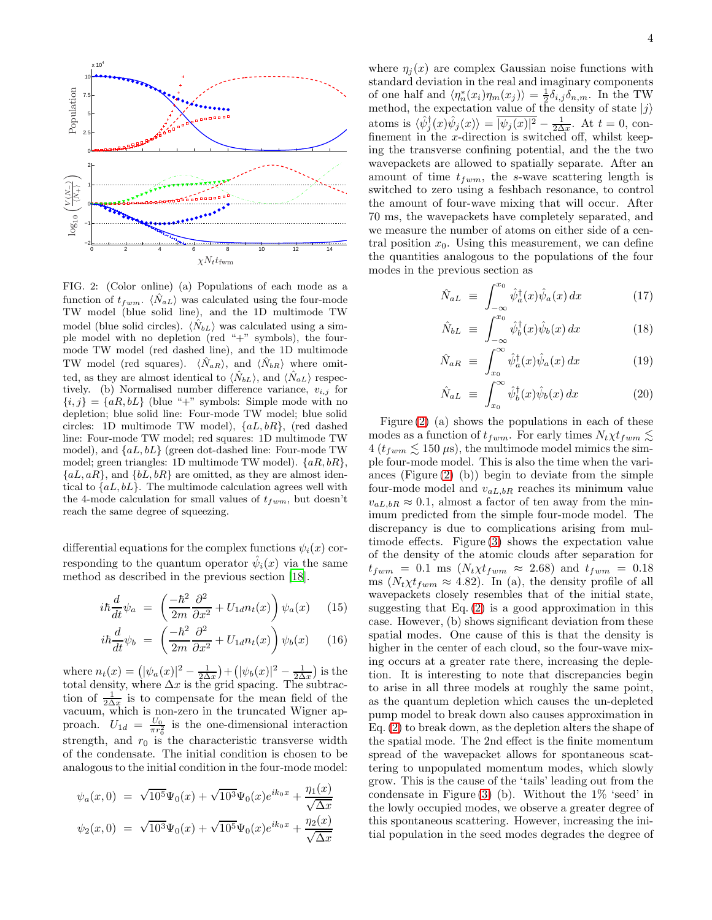FIG. 2: (Color online) (a) Populations of each mode as a function of $t_{fwm}$. $\langle \hat{N}_{aL}\rangle$ was calculated using the four-mode TW model (blue solid line), and the 1D multimode TW model (blue solid circles). $\langle \hat{N}_{bL}\rangle$ was calculated using a simple model with no depletion (red "+" symbols), the four-mode TW model (red dashed line), and the 1D multimode TW model (red squares). $\langle \hat{N}_{aR}\rangle$, and $\langle \hat{N}_{bR}\rangle$ where omitted, as they are almost identical to $\langle \hat{N}_{bL}\rangle$, and $\langle \hat{N}_{aL}\rangle$ respectively. (b) Normalised number difference variance, $v_{i,j}$ for $\{i,j\} = \{aR, bL\}$ (blue "+" symbols: Simple mode with no depletion; blue solid line: Four-mode TW model; blue solid circles: 1D multimode TW model), $\{aL, bR\}$, (red dashed line: Four-mode TW model; red squares: 1D multimode TW model), and $\{aL, bL\}$ (green dot-dashed line: Four-mode TW model; green triangles: 1D multimode TW model). $\{aR, bR\}$, $\{aL, aR\}$, and $\{bL, bR\}$ are omitted, as they are almost identical to $\{aL, bL\}$. The multimode calculation agrees well with the 4-mode calculation for small values of $t_{fwm}$, but doesn't reach the same degree of squeezing.

differential equations for the complex functions $\psi_i(x)$ corresponding to the quantum operator $\hat{\psi}_i(x)$ via the same method as described in the previous section [18].

$$i\hbar \frac{d}{dt}\psi_a = \left(\frac{-\hbar^2}{2m}\frac{\partial^2}{\partial x^2} + U_{1d}n_t(x)\right)\psi_a(x) \quad (15)$$

$$i\hbar \frac{d}{dt}\psi_b = \left(\frac{-\hbar^2}{2m}\frac{\partial^2}{\partial x^2} + U_{1d}n_t(x)\right)\psi_b(x) \quad (16)$$

where $n_t(x) = \left(|\psi_a(x)|^2 - \frac{1}{2\Delta x}\right) + \left(|\psi_b(x)|^2 - \frac{1}{2\Delta x}\right)$ is the total density, where $\Delta x$ is the grid spacing. The subtraction of $\frac{1}{2\Delta x}$ is to compensate for the mean field of the vacuum, which is non-zero in the truncated Wigner approach. $U_{1d} = \frac{U_0}{\pi r_0^2}$ is the one-dimensional interaction strength, and $r_0$ is the characteristic transverse width of the condensate. The initial condition is chosen to be analogous to the initial condition in the four-mode model:

$$\psi_a(x,0) = \sqrt{10^5}\Psi_0(x) + \sqrt{10^3}\Psi_0(x)e^{ik_0x} + \frac{\eta_1(x)}{\sqrt{\Delta x}}$$

$$\psi_2(x,0) = \sqrt{10^3}\Psi_0(x) + \sqrt{10^5}\Psi_0(x)e^{ik_0x} + \frac{\eta_2(x)}{\sqrt{\Delta x}}$$

where $\eta_j(x)$ are complex Gaussian noise functions with standard deviation in the real and imaginary components of one half and $\langle \eta_n^*(x_i)\eta_m(x_j)\rangle = \frac{1}{2}\delta_{i,j}\delta_{n,m}$. In the TW method, the expectation value of the density of state $|j\rangle$ atoms is $\langle \hat{\psi}_j^\dagger(x)\hat{\psi}_j(x)\rangle = \overline{|\psi_j(x)|^2} - \frac{1}{2\Delta x}$. At $t=0$, confinement in the $x$-direction is switched off, whilst keeping the transverse confining potential, and the the two wavepackets are allowed to spatially separate. After an amount of time $t_{fwm}$, the $s$-wave scattering length is switched to zero using a feshbach resonance, to control the amount of four-wave mixing that will occur. After 70 ms, the wavepackets have completely separated, and we measure the number of atoms on either side of a central position $x_0$. Using this measurement, we can define the quantities analogous to the populations of the four modes in the previous section as

$$\hat{N}_{aL} \equiv \int_{-\infty}^{x_0} \hat{\psi}_a^\dagger(x)\hat{\psi}_a(x)\,dx \quad (17)$$

$$\hat{N}_{bL} \equiv \int_{-\infty}^{x_0} \hat{\psi}_b^\dagger(x)\hat{\psi}_b(x)\,dx \quad (18)$$

$$\hat{N}_{aR} \equiv \int_{x_0}^{\infty} \hat{\psi}_a^\dagger(x)\hat{\psi}_a(x)\,dx \quad (19)$$

$$\hat{N}_{aL} \equiv \int_{x_0}^{\infty} \hat{\psi}_b^\dagger(x)\hat{\psi}_b(x)\,dx \quad (20)$$

Figure (2) (a) shows the populations in each of these modes as a function of $t_{fwm}$. For early times $N_t\chi t_{fwm} \lesssim 4$ ($t_{fwm} \lesssim 150\,\mu$s), the multimode model mimics the simple four-mode model. This is also the time when the variances (Figure (2) (b)) begin to deviate from the simple four-mode model and $v_{aL,bR}$ reaches its minimum value $v_{aL,bR} \approx 0.1$, almost a factor of ten away from the minimum predicted from the simple four-mode model. The discrepancy is due to complications arising from multimode effects. Figure (3) shows the expectation value of the density of the atomic clouds after separation for $t_{fwm} = 0.1$ ms ($N_t\chi t_{fwm} \approx 2.68$) and $t_{fwm} = 0.18$ ms ($N_t\chi t_{fwm} \approx 4.82$). In (a), the density profile of all wavepackets closely resembles that of the initial state, suggesting that Eq. (2) is a good approximation in this case. However, (b) shows significant deviation from these spatial modes. One cause of this is that the density is higher in the center of each cloud, so the four-wave mixing occurs at a greater rate there, increasing the depletion. It is interesting to note that discrepancies begin to arise in all three models at roughly the same point, as the quantum depletion which causes the un-depleted pump model to break down also causes approximation in Eq. (2) to break down, as the depletion alters the shape of the spatial mode. The 2nd effect is the finite momentum spread of the wavepacket allows for spontaneous scattering to unpopulated momentum modes, which slowly grow. This is the cause of the 'tails' leading out from the condensate in Figure (3) (b). Without the 1% 'seed' in the lowly occupied modes, we observe a greater degree of this spontaneous scattering. However, increasing the initial population in the seed modes degrades the degree of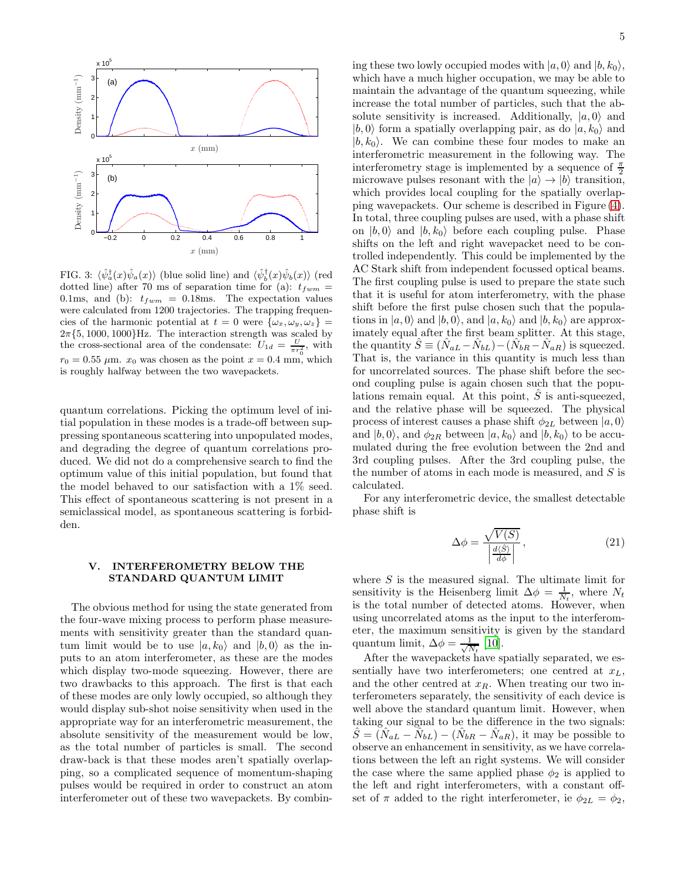FIG. 3: $\langle \hat{\psi}_a^\dagger(x)\hat{\psi}_a(x)\rangle$ (blue solid line) and $\langle \hat{\psi}_b^\dagger(x)\hat{\psi}_b(x)\rangle$ (red dotted line) after 70 ms of separation time for (a): $t_{fwm} = 0.1$ms, and (b): $t_{fwm} = 0.18$ms. The expectation values were calculated from 1200 trajectories. The trapping frequencies of the harmonic potential at $t = 0$ were $\{\omega_x, \omega_y, \omega_z\} = 2\pi\{5, 1000, 1000\}$Hz. The interaction strength was scaled by the cross-sectional area of the condensate: $U_{1d} = \frac{U}{\pi r_0^2}$, with $r_0 = 0.55$ $\mu$m. $x_0$ was chosen as the point $x = 0.4$ mm, which is roughly halfway between the two wavepackets.

quantum correlations. Picking the optimum level of initial population in these modes is a trade-off between suppressing spontaneous scattering into unpopulated modes, and degrading the degree of quantum correlations produced. We did not do a comprehensive search to find the optimum value of this initial population, but found that the model behaved to our satisfaction with a 1% seed. This effect of spontaneous scattering is not present in a semiclassical model, as spontaneous scattering is forbidden.

## V. INTERFEROMETRY BELOW THE STANDARD QUANTUM LIMIT

The obvious method for using the state generated from the four-wave mixing process to perform phase measurements with sensitivity greater than the standard quantum limit would be to use $|a, k_0\rangle$ and $|b, 0\rangle$ as the inputs to an atom interferometer, as these are the modes which display two-mode squeezing. However, there are two drawbacks to this approach. The first is that each of these modes are only lowly occupied, so although they would display sub-shot noise sensitivity when used in the appropriate way for an interferometric measurement, the absolute sensitivity of the measurement would be low, as the total number of particles is small. The second draw-back is that these modes aren't spatially overlapping, so a complicated sequence of momentum-shaping pulses would be required in order to construct an atom interferometer out of these two wavepackets. By combining these two lowly occupied modes with $|a, 0\rangle$ and $|b, k_0\rangle$, which have a much higher occupation, we may be able to maintain the advantage of the quantum squeezing, while increase the total number of particles, such that the absolute sensitivity is increased. Additionally, $|a, 0\rangle$ and $|b, 0\rangle$ form a spatially overlapping pair, as do $|a, k_0\rangle$ and $|b, k_0\rangle$. We can combine these four modes to make an interferometric measurement in the following way. The interferometry stage is implemented by a sequence of $\frac{\pi}{2}$ microwave pulses resonant with the $|a\rangle \to |b\rangle$ transition, which provides local coupling for the spatially overlapping wavepackets. Our scheme is described in Figure (4). In total, three coupling pulses are used, with a phase shift on $|b, 0\rangle$ and $|b, k_0\rangle$ before each coupling pulse. Phase shifts on the left and right wavepacket need to be controlled independently. This could be implemented by the AC Stark shift from independent focussed optical beams. The first coupling pulse is used to prepare the state such that it is useful for atom interferometry, with the phase shift before the first pulse chosen such that the populations in $|a, 0\rangle$ and $|b, 0\rangle$, and $|a, k_0\rangle$ and $|b, k_0\rangle$ are approximately equal after the first beam splitter. At this stage, the quantity $\hat{S} \equiv (\hat{N}_{aL} - \hat{N}_{bL}) - (\hat{N}_{bR} - \hat{N}_{aR})$ is squeezed. That is, the variance in this quantity is much less than for uncorrelated sources. The phase shift before the second coupling pulse is again chosen such that the populations remain equal. At this point, $\hat{S}$ is anti-squeezed, and the relative phase will be squeezed. The physical process of interest causes a phase shift $\phi_{2L}$ between $|a, 0\rangle$ and $|b, 0\rangle$, and $\phi_{2R}$ between $|a, k_0\rangle$ and $|b, k_0\rangle$ to be accumulated during the free evolution between the 2nd and 3rd coupling pulses. After the 3rd coupling pulse, the number of atoms in each mode is measured, and $S$ is calculated.

For any interferometric device, the smallest detectable phase shift is

$$\Delta\phi = \frac{\sqrt{V(S)}}{\left|\frac{d\langle \hat{S}\rangle}{d\phi}\right|}, \tag{21}$$

where $S$ is the measured signal. The ultimate limit for sensitivity is the Heisenberg limit $\Delta\phi = \frac{1}{N_t}$, where $N_t$ is the total number of detected atoms. However, when using uncorrelated atoms as the input to the interferometer, the maximum sensitivity is given by the standard quantum limit, $\Delta\phi = \frac{1}{\sqrt{N_t}}$ [10].

After the wavepackets have spatially separated, we essentially have two interferometers; one centred at $x_L$, and the other centred at $x_R$. When treating our two interferometers separately, the sensitivity of each device is well above the standard quantum limit. However, when taking our signal to be the difference in the two signals: $\hat{S} = (\hat{N}_{aL} - \hat{N}_{bL}) - (\hat{N}_{bR} - \hat{N}_{aR})$, it may be possible to observe an enhancement in sensitivity, as we have correlations between the left an right systems. We will consider the case where the same applied phase $\phi_2$ is applied to the left and right interferometers, with a constant offset of $\pi$ added to the right interferometer, ie $\phi_{2L} = \phi_2$,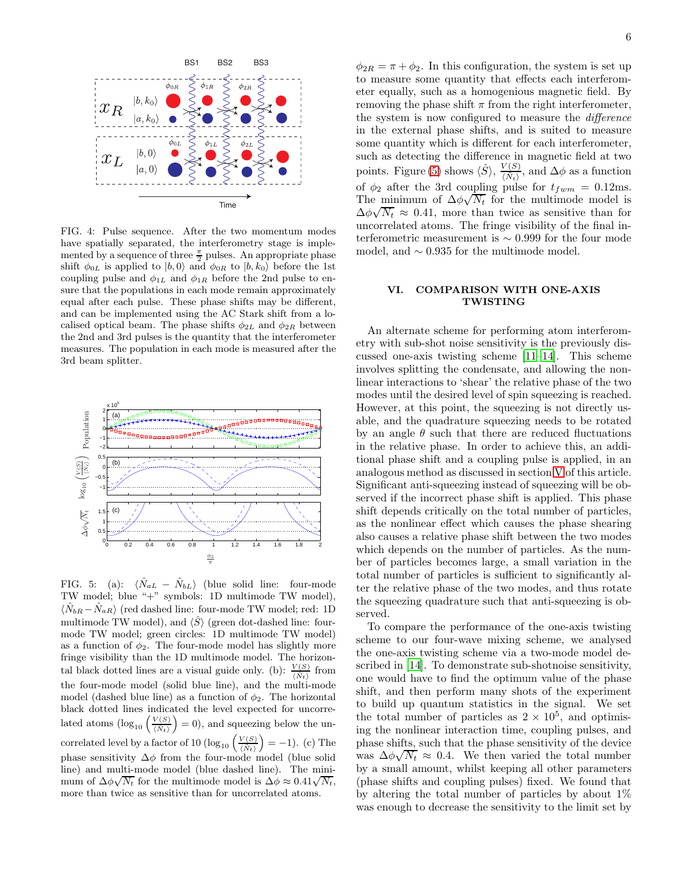FIG. 4: Pulse sequence. After the two momentum modes have spatially separated, the interferometry stage is implemented by a sequence of three $\frac{\pi}{2}$ pulses. An appropriate phase shift $\phi_{0L}$ is applied to $|b,0\rangle$ and $\phi_{0R}$ to $|b,k_0\rangle$ before the 1st coupling pulse and $\phi_{1L}$ and $\phi_{1R}$ before the 2nd pulse to ensure that the populations in each mode remain approximately equal after each pulse. These phase shifts may be different, and can be implemented using the AC Stark shift from a localised optical beam. The phase shifts $\phi_{2L}$ and $\phi_{2R}$ between the 2nd and 3rd pulses is the quantity that the interferometer measures. The population in each mode is measured after the 3rd beam splitter.

FIG. 5: (a): $\langle \hat{N}_{aL} - \hat{N}_{bL}\rangle$ (blue solid line: four-mode TW model; blue "+" symbols: 1D multimode TW model), $\langle \hat{N}_{bR} - \hat{N}_{aR}\rangle$ (red dashed line: four-mode TW model; red: 1D multimode TW model), and $\langle \hat{S}\rangle$ (green dot-dashed line: four-mode TW model; green circles: 1D multimode TW model) as a function of $\phi_2$. The four-mode model has slightly more fringe visibility than the 1D multimode model. The horizontal black dotted lines are a visual guide only. (b): $\frac{V(S)}{\langle N_t\rangle}$ from the four-mode model (solid blue line), and the multi-mode model (dashed blue line) as a function of $\phi_2$. The horizontal black dotted lines indicated the level expected for uncorrelated atoms ($\log_{10}\left(\frac{V(S)}{\langle N_t\rangle}\right) = 0$), and squeezing below the uncorrelated level by a factor of 10 ($\log_{10}\left(\frac{V(S)}{\langle N_t\rangle}\right) = -1$). (c) The phase sensitivity $\Delta\phi$ from the four-mode model (blue solid line) and multi-mode model (blue dashed line). The minimum of $\Delta\phi\sqrt{N_t}$ for the multimode model is $\Delta\phi \approx 0.41\sqrt{N_t}$, more than twice as sensitive than for uncorrelated atoms.

$\phi_{2R} = \pi + \phi_2$. In this configuration, the system is set up to measure some quantity that effects each interferometer equally, such as a homogenious magnetic field. By removing the phase shift $\pi$ from the right interferometer, the system is now configured to measure the *difference* in the external phase shifts, and is suited to measure some quantity which is different for each interferometer, such as detecting the difference in magnetic field at two points. Figure (5) shows $\langle\hat{S}\rangle$, $\frac{V(S)}{\langle N_t\rangle}$, and $\Delta\phi$ as a function of $\phi_2$ after the 3rd coupling pulse for $t_{fwm} = 0.12$ms. The minimum of $\Delta\phi\sqrt{N_t}$ for the multimode model is $\Delta\phi\sqrt{N_t} \approx 0.41$, more than twice as sensitive than for uncorrelated atoms. The fringe visibility of the final interferometric measurement is $\sim 0.999$ for the four mode model, and $\sim 0.935$ for the multimode model.

## VI. COMPARISON WITH ONE-AXIS TWISTING

An alternate scheme for performing atom interferometry with sub-shot noise sensitivity is the previously discussed one-axis twisting scheme [11–14]. This scheme involves splitting the condensate, and allowing the nonlinear interactions to 'shear' the relative phase of the two modes until the desired level of spin squeezing is reached. However, at this point, the squeezing is not directly usable, and the quadrature squeezing needs to be rotated by an angle $\theta$ such that there are reduced fluctuations in the relative phase. In order to achieve this, an additional phase shift and a coupling pulse is applied, in an analogous method as discussed in section V of this article. Significant anti-squeezing instead of squeezing will be observed if the incorrect phase shift is applied. This phase shift depends critically on the total number of particles, as the nonlinear effect which causes the phase shearing also causes a relative phase shift between the two modes which depends on the number of particles. As the number of particles becomes large, a small variation in the total number of particles is sufficient to significantly alter the relative phase of the two modes, and thus rotate the squeezing quadrature such that anti-squeezing is observed.

To compare the performance of the one-axis twisting scheme to our four-wave mixing scheme, we analysed the one-axis twisting scheme via a two-mode model described in [14]. To demonstrate sub-shotnoise sensitivity, one would have to find the optimum value of the phase shift, and then perform many shots of the experiment to build up quantum statistics in the signal. We set the total number of particles as $2\times10^5$, and optimising the nonlinear interaction, coupling pulses, and phase shifts, such that the phase sensitivity of the device was $\Delta\phi\sqrt{N_t} \approx 0.4$. We then varied the total number by a small amount, whilst keeping all other parameters (phase shifts and coupling pulses) fixed. We found that by altering the total number of particles by about 1% was enough to decrease the sensitivity to the limit set by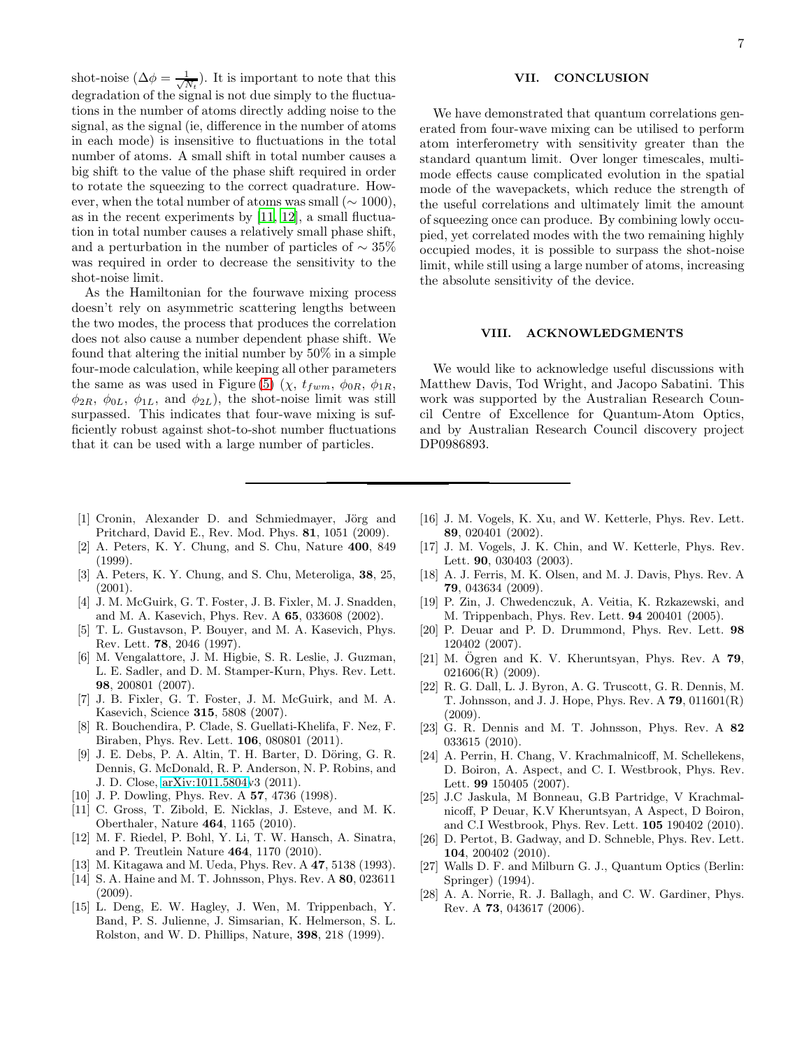shot-noise ($\Delta\phi = \frac{1}{\sqrt{N_t}}$). It is important to note that this degradation of the signal is not due simply to the fluctuations in the number of atoms directly adding noise to the signal, as the signal (ie, difference in the number of atoms in each mode) is insensitive to fluctuations in the total number of atoms. A small shift in total number causes a big shift to the value of the phase shift required in order to rotate the squeezing to the correct quadrature. However, when the total number of atoms was small ($\sim 1000$), as in the recent experiments by [11, 12], a small fluctuation in total number causes a relatively small phase shift, and a perturbation in the number of particles of $\sim 35\%$ was required in order to decrease the sensitivity to the shot-noise limit.

As the Hamiltonian for the fourwave mixing process doesn't rely on asymmetric scattering lengths between the two modes, the process that produces the correlation does not also cause a number dependent phase shift. We found that altering the initial number by 50% in a simple four-mode calculation, while keeping all other parameters the same as was used in Figure (5) ($\chi$, $t_{fwm}$, $\phi_{0R}$, $\phi_{1R}$, $\phi_{2R}$, $\phi_{0L}$, $\phi_{1L}$, and $\phi_{2L}$), the shot-noise limit was still surpassed. This indicates that four-wave mixing is sufficiently robust against shot-to-shot number fluctuations that it can be used with a large number of particles.

## VII. CONCLUSION

We have demonstrated that quantum correlations generated from four-wave mixing can be utilised to perform atom interferometry with sensitivity greater than the standard quantum limit. Over longer timescales, multimode effects cause complicated evolution in the spatial mode of the wavepackets, which reduce the strength of the useful correlations and ultimately limit the amount of squeezing once can produce. By combining lowly occupied, yet correlated modes with the two remaining highly occupied modes, it is possible to surpass the shot-noise limit, while still using a large number of atoms, increasing the absolute sensitivity of the device.

## VIII. ACKNOWLEDGMENTS

We would like to acknowledge useful discussions with Matthew Davis, Tod Wright, and Jacopo Sabatini. This work was supported by the Australian Research Council Centre of Excellence for Quantum-Atom Optics, and by Australian Research Council discovery project DP0986893.

---

[1] Cronin, Alexander D. and Schmiedmayer, Jörg and Pritchard, David E., Rev. Mod. Phys. **81**, 1051 (2009).

[2] A. Peters, K. Y. Chung, and S. Chu, Nature **400**, 849 (1999).

[3] A. Peters, K. Y. Chung, and S. Chu, Meteroliga, **38**, 25, (2001).

[4] J. M. McGuirk, G. T. Foster, J. B. Fixler, M. J. Snadden, and M. A. Kasevich, Phys. Rev. A **65**, 033608 (2002).

[5] T. L. Gustavson, P. Bouyer, and M. A. Kasevich, Phys. Rev. Lett. **78**, 2046 (1997).

[6] M. Vengalattore, J. M. Higbie, S. R. Leslie, J. Guzman, L. E. Sadler, and D. M. Stamper-Kurn, Phys. Rev. Lett. **98**, 200801 (2007).

[7] J. B. Fixler, G. T. Foster, J. M. McGuirk, and M. A. Kasevich, Science **315**, 5808 (2007).

[8] R. Bouchendira, P. Clade, S. Guellati-Khelifa, F. Nez, F. Biraben, Phys. Rev. Lett. **106**, 080801 (2011).

[9] J. E. Debs, P. A. Altin, T. H. Barter, D. Döring, G. R. Dennis, G. McDonald, R. P. Anderson, N. P. Robins, and J. D. Close, arXiv:1011.5804v3 (2011).

[10] J. P. Dowling, Phys. Rev. A **57**, 4736 (1998).

[11] C. Gross, T. Zibold, E. Nicklas, J. Esteve, and M. K. Oberthaler, Nature **464**, 1165 (2010).

[12] M. F. Riedel, P. Bohl, Y. Li, T. W. Hansch, A. Sinatra, and P. Treutlein Nature **464**, 1170 (2010).

[13] M. Kitagawa and M. Ueda, Phys. Rev. A **47**, 5138 (1993).

[14] S. A. Haine and M. T. Johnsson, Phys. Rev. A **80**, 023611 (2009).

[15] L. Deng, E. W. Hagley, J. Wen, M. Trippenbach, Y. Band, P. S. Julienne, J. Simsarian, K. Helmerson, S. L. Rolston, and W. D. Phillips, Nature, **398**, 218 (1999).

[16] J. M. Vogels, K. Xu, and W. Ketterle, Phys. Rev. Lett. **89**, 020401 (2002).

[17] J. M. Vogels, J. K. Chin, and W. Ketterle, Phys. Rev. Lett. **90**, 030403 (2003).

[18] A. J. Ferris, M. K. Olsen, and M. J. Davis, Phys. Rev. A **79**, 043634 (2009).

[19] P. Zin, J. Chwedenczuk, A. Veitia, K. Rzkazewski, and M. Trippenbach, Phys. Rev. Lett. **94** 200401 (2005).

[20] P. Deuar and P. D. Drummond, Phys. Rev. Lett. **98** 120402 (2007).

[21] M. Ögren and K. V. Kheruntsyan, Phys. Rev. A **79**, 021606(R) (2009).

[22] R. G. Dall, L. J. Byron, A. G. Truscott, G. R. Dennis, M. T. Johnsson, and J. J. Hope, Phys. Rev. A **79**, 011601(R) (2009).

[23] G. R. Dennis and M. T. Johnsson, Phys. Rev. A **82** 033615 (2010).

[24] A. Perrin, H. Chang, V. Krachmalnicoff, M. Schellekens, D. Boiron, A. Aspect, and C. I. Westbrook, Phys. Rev. Lett. **99** 150405 (2007).

[25] J.C Jaskula, M Bonneau, G.B Partridge, V Krachmalnicoff, P Deuar, K.V Kheruntsyan, A Aspect, D Boiron, and C.I Westbrook, Phys. Rev. Lett. **105** 190402 (2010).

[26] D. Pertot, B. Gadway, and D. Schneble, Phys. Rev. Lett. **104**, 200402 (2010).

[27] Walls D. F. and Milburn G. J., Quantum Optics (Berlin: Springer) (1994).

[28] A. A. Norrie, R. J. Ballagh, and C. W. Gardiner, Phys. Rev. A **73**, 043617 (2006).